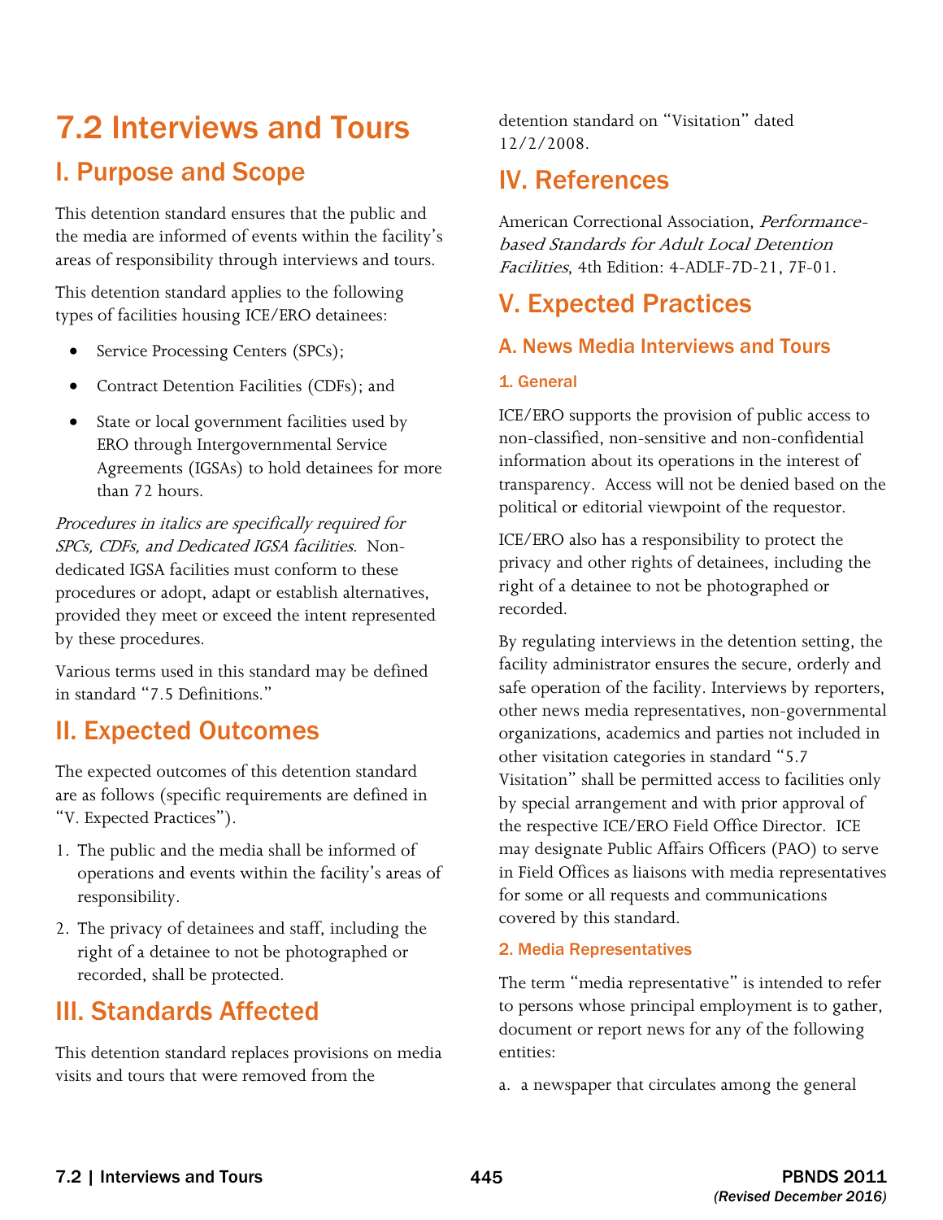# 7.2 Interviews and Tours

## I. Purpose and Scope

This detention standard ensures that the public and the media are informed of events within the facility's areas of responsibility through interviews and tours.

This detention standard applies to the following types of facilities housing ICE/ERO detainees:

- Service Processing Centers (SPCs);
- Contract Detention Facilities (CDFs); and
- State or local government facilities used by ERO through Intergovernmental Service Agreements (IGSAs) to hold detainees for more than 72 hours.

*Procedures in italics are specifically required for SPCs, CDFs, and Dedicated IGSA facilities.* Non-dedicated IGSA facilities must conform to these procedures or adopt, adapt or establish alternatives, provided they meet or exceed the intent represented by these procedures.

Various terms used in this standard may be defined in standard "7.5 Definitions."

## II. Expected Outcomes

The expected outcomes of this detention standard are as follows (specific requirements are defined in "V. Expected Practices").

1. The public and the media shall be informed of operations and events within the facility's areas of responsibility.
2. The privacy of detainees and staff, including the right of a detainee to not be photographed or recorded, shall be protected.

## III. Standards Affected

This detention standard replaces provisions on media visits and tours that were removed from the detention standard on "Visitation" dated 12/2/2008.

## IV. References

American Correctional Association, *Performance-based Standards for Adult Local Detention Facilities*, 4th Edition: 4-ADLF-7D-21, 7F-01.

## V. Expected Practices

### A. News Media Interviews and Tours

#### 1. General

ICE/ERO supports the provision of public access to non-classified, non-sensitive and non-confidential information about its operations in the interest of transparency. Access will not be denied based on the political or editorial viewpoint of the requestor.

ICE/ERO also has a responsibility to protect the privacy and other rights of detainees, including the right of a detainee to not be photographed or recorded.

By regulating interviews in the detention setting, the facility administrator ensures the secure, orderly and safe operation of the facility. Interviews by reporters, other news media representatives, non-governmental organizations, academics and parties not included in other visitation categories in standard "5.7 Visitation" shall be permitted access to facilities only by special arrangement and with prior approval of the respective ICE/ERO Field Office Director. ICE may designate Public Affairs Officers (PAO) to serve in Field Offices as liaisons with media representatives for some or all requests and communications covered by this standard.

#### 2. Media Representatives

The term "media representative" is intended to refer to persons whose principal employment is to gather, document or report news for any of the following entities:

a. a newspaper that circulates among the general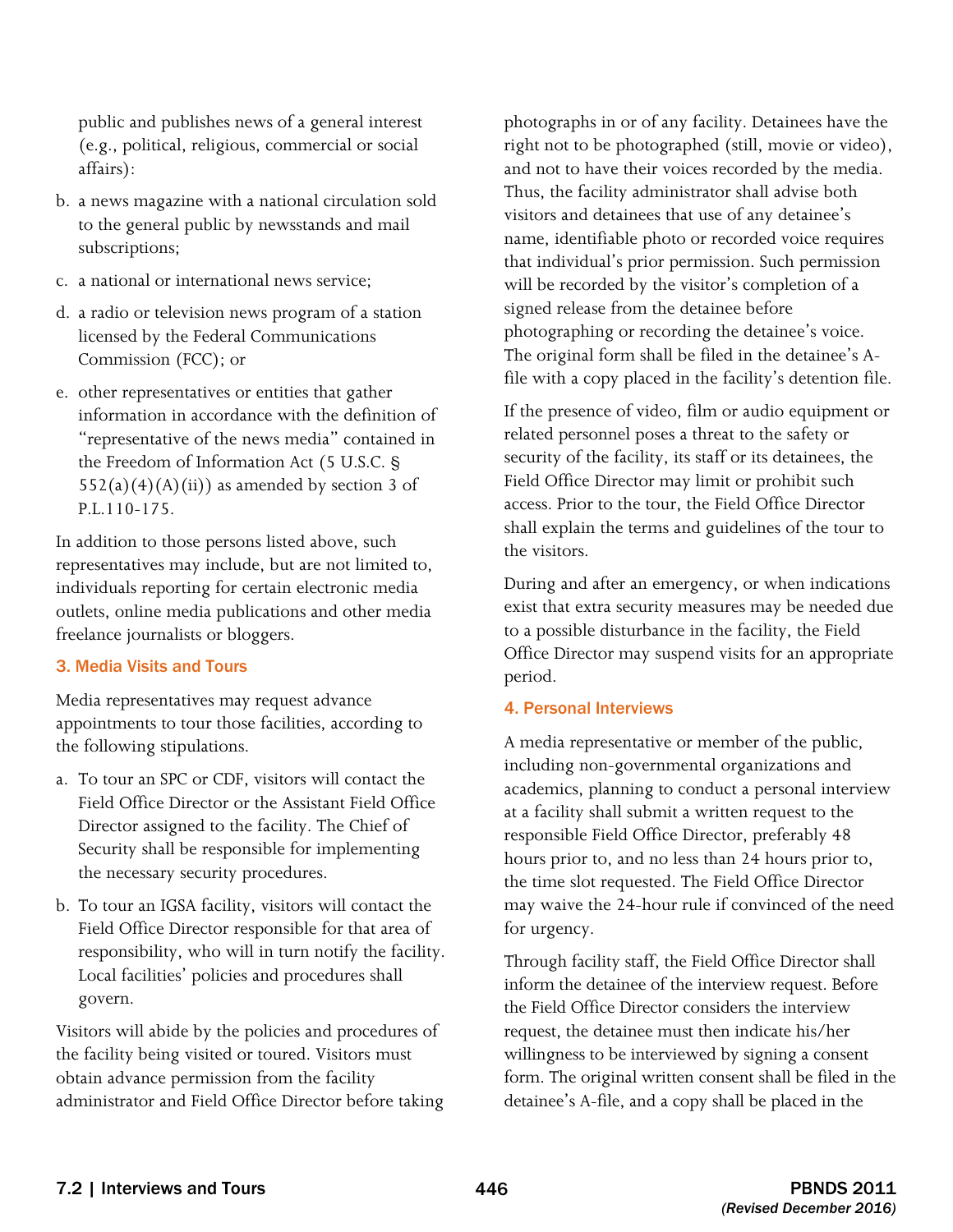public and publishes news of a general interest (e.g., political, religious, commercial or social affairs):

b. a news magazine with a national circulation sold to the general public by newsstands and mail subscriptions;

c. a national or international news service;

d. a radio or television news program of a station licensed by the Federal Communications Commission (FCC); or

e. other representatives or entities that gather information in accordance with the definition of "representative of the news media" contained in the Freedom of Information Act (5 U.S.C. § 552(a)(4)(A)(ii)) as amended by section 3 of P.L.110-175.

In addition to those persons listed above, such representatives may include, but are not limited to, individuals reporting for certain electronic media outlets, online media publications and other media freelance journalists or bloggers.

### 3. Media Visits and Tours

Media representatives may request advance appointments to tour those facilities, according to the following stipulations.

a. To tour an SPC or CDF, visitors will contact the Field Office Director or the Assistant Field Office Director assigned to the facility. The Chief of Security shall be responsible for implementing the necessary security procedures.

b. To tour an IGSA facility, visitors will contact the Field Office Director responsible for that area of responsibility, who will in turn notify the facility. Local facilities' policies and procedures shall govern.

Visitors will abide by the policies and procedures of the facility being visited or toured. Visitors must obtain advance permission from the facility administrator and Field Office Director before taking photographs in or of any facility. Detainees have the right not to be photographed (still, movie or video), and not to have their voices recorded by the media. Thus, the facility administrator shall advise both visitors and detainees that use of any detainee's name, identifiable photo or recorded voice requires that individual's prior permission. Such permission will be recorded by the visitor's completion of a signed release from the detainee before photographing or recording the detainee's voice. The original form shall be filed in the detainee's A-file with a copy placed in the facility's detention file.

If the presence of video, film or audio equipment or related personnel poses a threat to the safety or security of the facility, its staff or its detainees, the Field Office Director may limit or prohibit such access. Prior to the tour, the Field Office Director shall explain the terms and guidelines of the tour to the visitors.

During and after an emergency, or when indications exist that extra security measures may be needed due to a possible disturbance in the facility, the Field Office Director may suspend visits for an appropriate period.

### 4. Personal Interviews

A media representative or member of the public, including non-governmental organizations and academics, planning to conduct a personal interview at a facility shall submit a written request to the responsible Field Office Director, preferably 48 hours prior to, and no less than 24 hours prior to, the time slot requested. The Field Office Director may waive the 24-hour rule if convinced of the need for urgency.

Through facility staff, the Field Office Director shall inform the detainee of the interview request. Before the Field Office Director considers the interview request, the detainee must then indicate his/her willingness to be interviewed by signing a consent form. The original written consent shall be filed in the detainee's A-file, and a copy shall be placed in the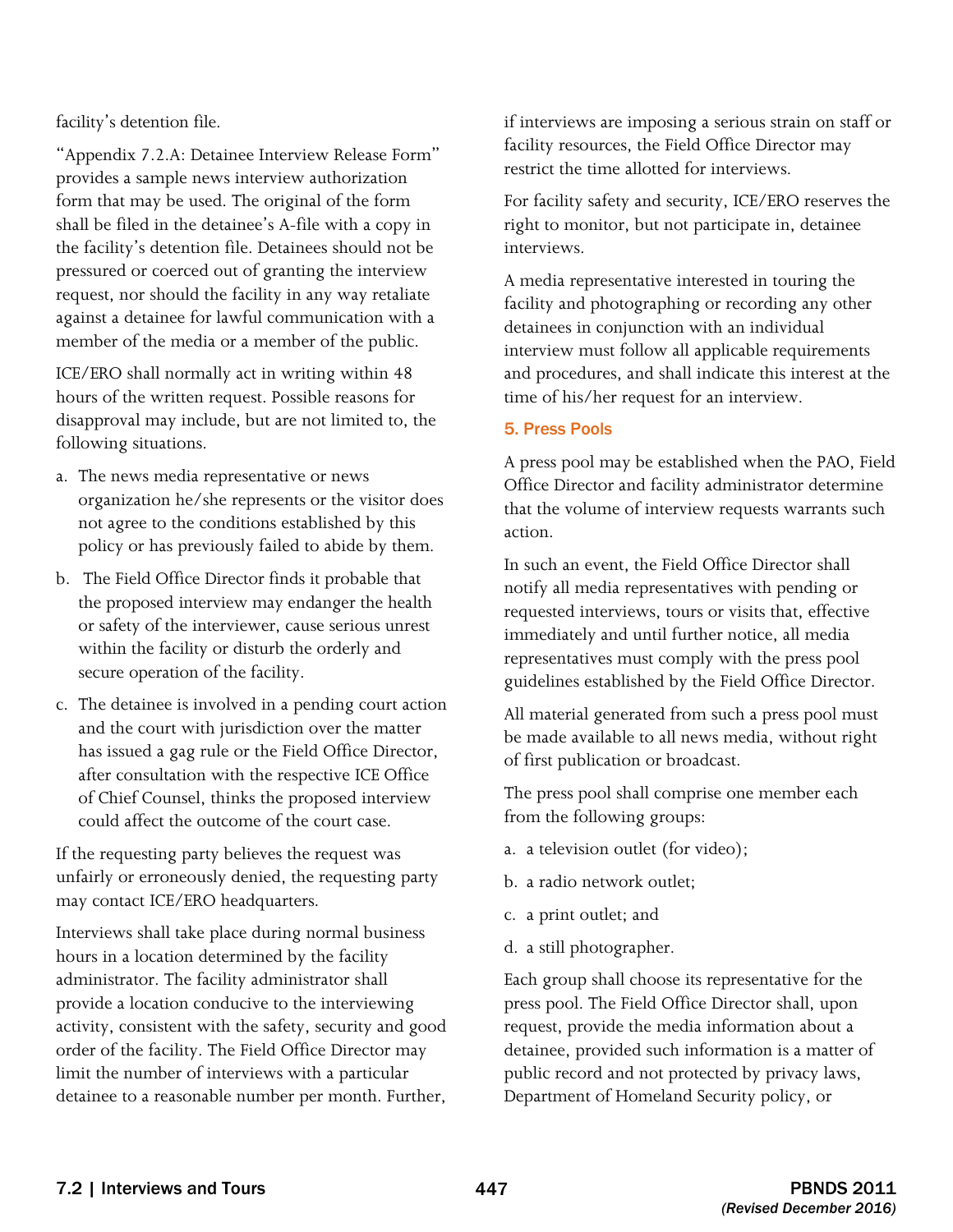facility's detention file.

"Appendix 7.2.A: Detainee Interview Release Form" provides a sample news interview authorization form that may be used. The original of the form shall be filed in the detainee's A-file with a copy in the facility's detention file. Detainees should not be pressured or coerced out of granting the interview request, nor should the facility in any way retaliate against a detainee for lawful communication with a member of the media or a member of the public.

ICE/ERO shall normally act in writing within 48 hours of the written request. Possible reasons for disapproval may include, but are not limited to, the following situations.

a. The news media representative or news organization he/she represents or the visitor does not agree to the conditions established by this policy or has previously failed to abide by them.

b. The Field Office Director finds it probable that the proposed interview may endanger the health or safety of the interviewer, cause serious unrest within the facility or disturb the orderly and secure operation of the facility.

c. The detainee is involved in a pending court action and the court with jurisdiction over the matter has issued a gag rule or the Field Office Director, after consultation with the respective ICE Office of Chief Counsel, thinks the proposed interview could affect the outcome of the court case.

If the requesting party believes the request was unfairly or erroneously denied, the requesting party may contact ICE/ERO headquarters.

Interviews shall take place during normal business hours in a location determined by the facility administrator. The facility administrator shall provide a location conducive to the interviewing activity, consistent with the safety, security and good order of the facility. The Field Office Director may limit the number of interviews with a particular detainee to a reasonable number per month. Further, if interviews are imposing a serious strain on staff or facility resources, the Field Office Director may restrict the time allotted for interviews.

For facility safety and security, ICE/ERO reserves the right to monitor, but not participate in, detainee interviews.

A media representative interested in touring the facility and photographing or recording any other detainees in conjunction with an individual interview must follow all applicable requirements and procedures, and shall indicate this interest at the time of his/her request for an interview.

### 5. Press Pools

A press pool may be established when the PAO, Field Office Director and facility administrator determine that the volume of interview requests warrants such action.

In such an event, the Field Office Director shall notify all media representatives with pending or requested interviews, tours or visits that, effective immediately and until further notice, all media representatives must comply with the press pool guidelines established by the Field Office Director.

All material generated from such a press pool must be made available to all news media, without right of first publication or broadcast.

The press pool shall comprise one member each from the following groups:

a. a television outlet (for video);

b. a radio network outlet;

c. a print outlet; and

d. a still photographer.

Each group shall choose its representative for the press pool. The Field Office Director shall, upon request, provide the media information about a detainee, provided such information is a matter of public record and not protected by privacy laws, Department of Homeland Security policy, or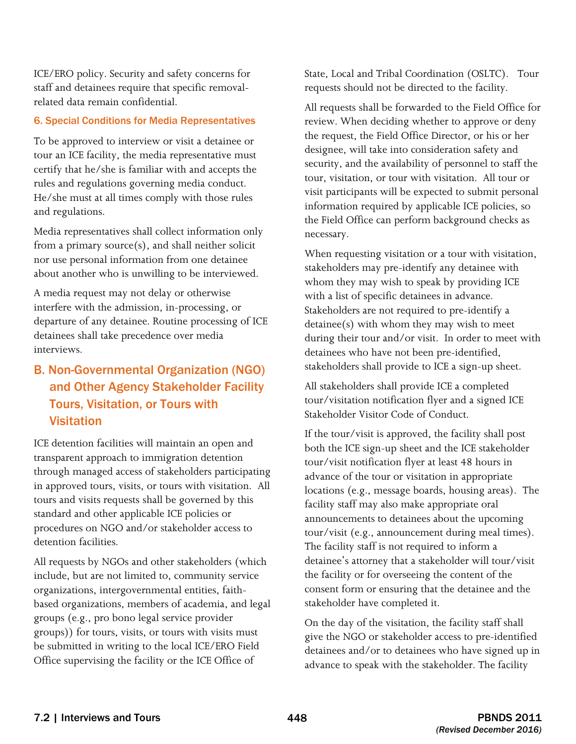ICE/ERO policy. Security and safety concerns for staff and detainees require that specific removal-related data remain confidential.

### 6. Special Conditions for Media Representatives

To be approved to interview or visit a detainee or tour an ICE facility, the media representative must certify that he/she is familiar with and accepts the rules and regulations governing media conduct. He/she must at all times comply with those rules and regulations.

Media representatives shall collect information only from a primary source(s), and shall neither solicit nor use personal information from one detainee about another who is unwilling to be interviewed.

A media request may not delay or otherwise interfere with the admission, in-processing, or departure of any detainee. Routine processing of ICE detainees shall take precedence over media interviews.

## B. Non-Governmental Organization (NGO) and Other Agency Stakeholder Facility Tours, Visitation, or Tours with Visitation

ICE detention facilities will maintain an open and transparent approach to immigration detention through managed access of stakeholders participating in approved tours, visits, or tours with visitation. All tours and visits requests shall be governed by this standard and other applicable ICE policies or procedures on NGO and/or stakeholder access to detention facilities.

All requests by NGOs and other stakeholders (which include, but are not limited to, community service organizations, intergovernmental entities, faith-based organizations, members of academia, and legal groups (e.g., pro bono legal service provider groups)) for tours, visits, or tours with visits must be submitted in writing to the local ICE/ERO Field Office supervising the facility or the ICE Office of State, Local and Tribal Coordination (OSLTC). Tour requests should not be directed to the facility.

All requests shall be forwarded to the Field Office for review. When deciding whether to approve or deny the request, the Field Office Director, or his or her designee, will take into consideration safety and security, and the availability of personnel to staff the tour, visitation, or tour with visitation. All tour or visit participants will be expected to submit personal information required by applicable ICE policies, so the Field Office can perform background checks as necessary.

When requesting visitation or a tour with visitation, stakeholders may pre-identify any detainee with whom they may wish to speak by providing ICE with a list of specific detainees in advance. Stakeholders are not required to pre-identify a detainee(s) with whom they may wish to meet during their tour and/or visit. In order to meet with detainees who have not been pre-identified, stakeholders shall provide to ICE a sign-up sheet.

All stakeholders shall provide ICE a completed tour/visitation notification flyer and a signed ICE Stakeholder Visitor Code of Conduct.

If the tour/visit is approved, the facility shall post both the ICE sign-up sheet and the ICE stakeholder tour/visit notification flyer at least 48 hours in advance of the tour or visitation in appropriate locations (e.g., message boards, housing areas). The facility staff may also make appropriate oral announcements to detainees about the upcoming tour/visit (e.g., announcement during meal times). The facility staff is not required to inform a detainee's attorney that a stakeholder will tour/visit the facility or for overseeing the content of the consent form or ensuring that the detainee and the stakeholder have completed it.

On the day of the visitation, the facility staff shall give the NGO or stakeholder access to pre-identified detainees and/or to detainees who have signed up in advance to speak with the stakeholder. The facility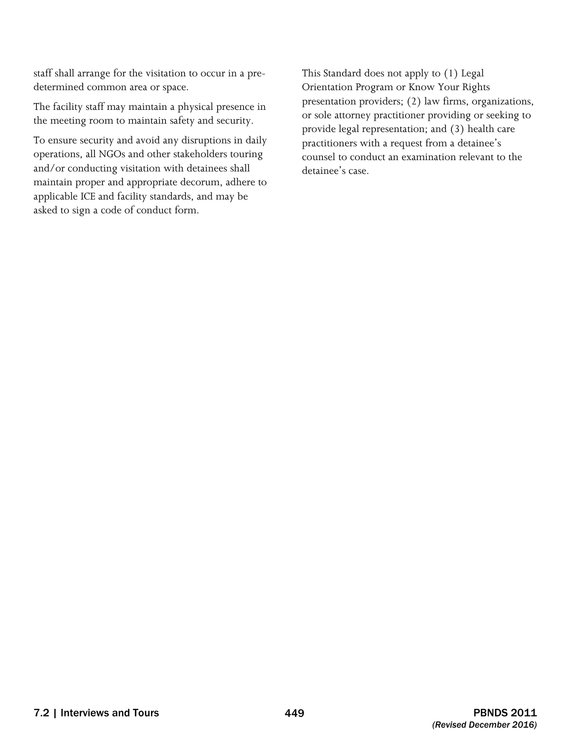staff shall arrange for the visitation to occur in a pre-determined common area or space.

The facility staff may maintain a physical presence in the meeting room to maintain safety and security.

To ensure security and avoid any disruptions in daily operations, all NGOs and other stakeholders touring and/or conducting visitation with detainees shall maintain proper and appropriate decorum, adhere to applicable ICE and facility standards, and may be asked to sign a code of conduct form.

This Standard does not apply to (1) Legal Orientation Program or Know Your Rights presentation providers; (2) law firms, organizations, or sole attorney practitioner providing or seeking to provide legal representation; and (3) health care practitioners with a request from a detainee's counsel to conduct an examination relevant to the detainee's case.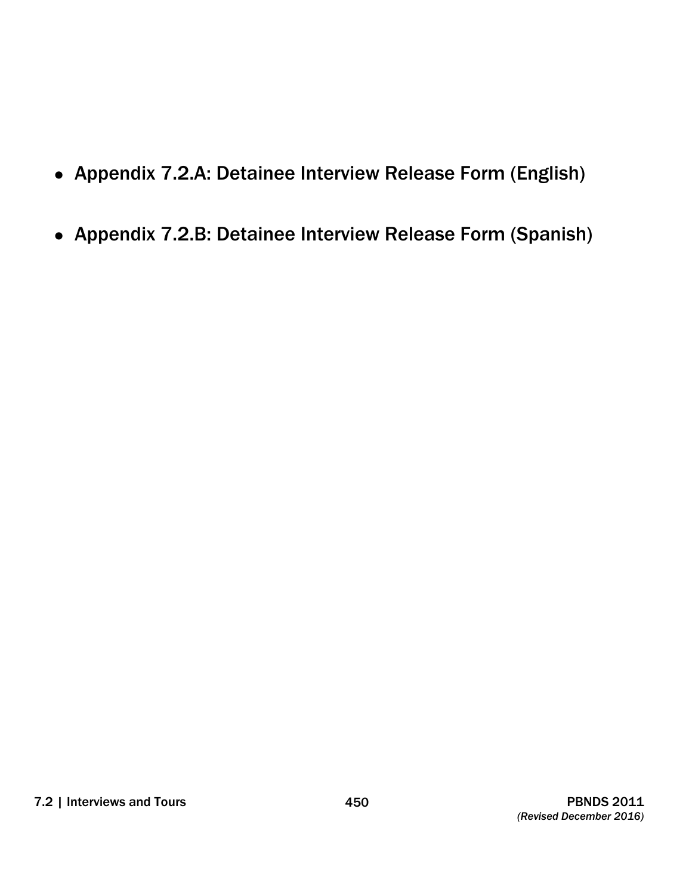- Appendix 7.2.A: Detainee Interview Release Form (English)
- Appendix 7.2.B: Detainee Interview Release Form (Spanish)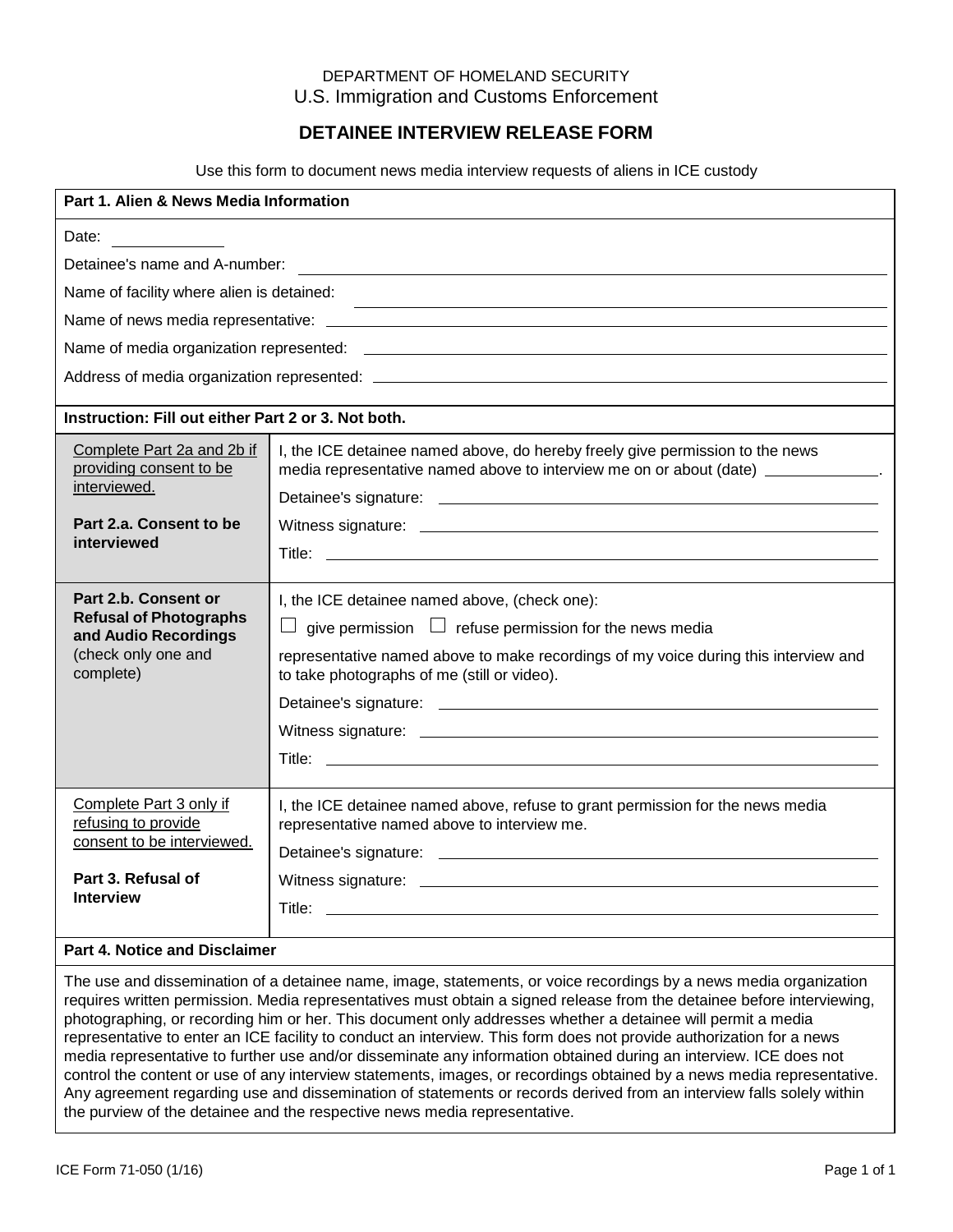DEPARTMENT OF HOMELAND SECURITY

U.S. Immigration and Customs Enforcement

# DETAINEE INTERVIEW RELEASE FORM

Use this form to document news media interview requests of aliens in ICE custody

## Part 1. Alien & News Media Information

Date: ____________

Detainee's name and A-number: ____________________________________________

Name of facility where alien is detained: ____________________________________________

Name of news media representative: ____________________________________________

Name of media organization represented: ____________________________________________

Address of media organization represented: ____________________________________________

**Instruction: Fill out either Part 2 or 3. Not both.**

| | |
|---|---|
| Complete Part 2a and 2b if providing consent to be interviewed.<br><br>**Part 2.a. Consent to be interviewed** | I, the ICE detainee named above, do hereby freely give permission to the news media representative named above to interview me on or about (date) ____________.<br><br>Detainee's signature: ____________________<br><br>Witness signature: ____________________<br><br>Title: ____________________ |
| **Part 2.b. Consent or Refusal of Photographs and Audio Recordings** (check only one and complete) | I, the ICE detainee named above, (check one):<br><br>☐ give permission ☐ refuse permission for the news media<br><br>representative named above to make recordings of my voice during this interview and to take photographs of me (still or video).<br><br>Detainee's signature: ____________________<br><br>Witness signature: ____________________<br><br>Title: ____________________ |
| Complete Part 3 only if refusing to provide consent to be interviewed.<br><br>**Part 3. Refusal of Interview** | I, the ICE detainee named above, refuse to grant permission for the news media representative named above to interview me.<br><br>Detainee's signature: ____________________<br><br>Witness signature: ____________________<br><br>Title: ____________________ |

## Part 4. Notice and Disclaimer

The use and dissemination of a detainee name, image, statements, or voice recordings by a news media organization requires written permission. Media representatives must obtain a signed release from the detainee before interviewing, photographing, or recording him or her. This document only addresses whether a detainee will permit a media representative to enter an ICE facility to conduct an interview. This form does not provide authorization for a news media representative to further use and/or disseminate any information obtained during an interview. ICE does not control the content or use of any interview statements, images, or recordings obtained by a news media representative. Any agreement regarding use and dissemination of statements or records derived from an interview falls solely within the purview of the detainee and the respective news media representative.

ICE Form 71-050 (1/16)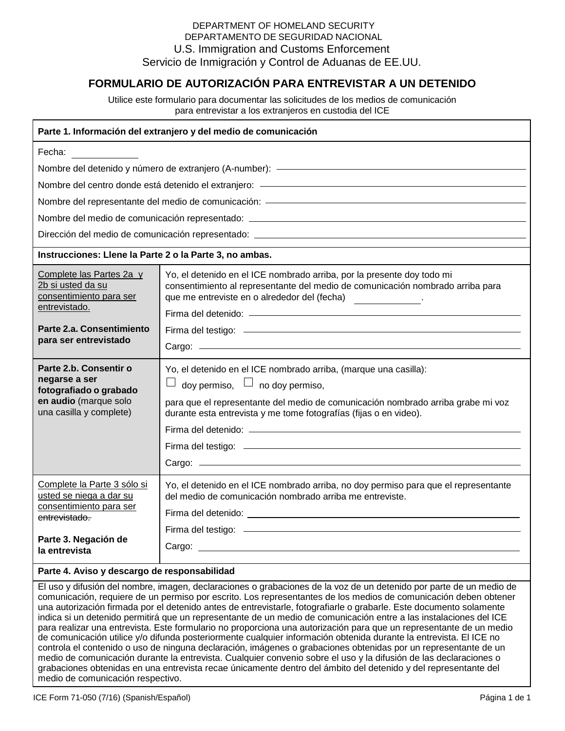DEPARTMENT OF HOMELAND SECURITY
DEPARTAMENTO DE SEGURIDAD NACIONAL
U.S. Immigration and Customs Enforcement
Servicio de Inmigración y Control de Aduanas de EE.UU.

# FORMULARIO DE AUTORIZACIÓN PARA ENTREVISTAR A UN DETENIDO

Utilice este formulario para documentar las solicitudes de los medios de comunicación para entrevistar a los extranjeros en custodia del ICE

## Parte 1. Información del extranjero y del medio de comunicación

Fecha: ____________

Nombre del detenido y número de extranjero (A-number): ____________

Nombre del centro donde está detenido el extranjero: ____________

Nombre del representante del medio de comunicación: ____________

Nombre del medio de comunicación representado: ____________

Dirección del medio de comunicación representado: ____________

**Instrucciones: Llene la Parte 2 o la Parte 3, no ambas.**

| | |
|---|---|
| Complete las Partes 2a y 2b si usted da su consentimiento para ser entrevistado.<br><br>**Parte 2.a. Consentimiento para ser entrevistado** | Yo, el detenido en el ICE nombrado arriba, por la presente doy todo mi consentimiento al representante del medio de comunicación nombrado arriba para que me entreviste en o alrededor del (fecha) ____________.<br><br>Firma del detenido: ____________<br><br>Firma del testigo: ____________<br><br>Cargo: ____________ |
| **Parte 2.b. Consentir o negarse a ser fotografiado o grabado en audio** (marque solo una casilla y complete) | Yo, el detenido en el ICE nombrado arriba, (marque una casilla):<br>☐ doy permiso, ☐ no doy permiso,<br>para que el representante del medio de comunicación nombrado arriba grabe mi voz durante esta entrevista y me tome fotografías (fijas o en video).<br><br>Firma del detenido: ____________<br><br>Firma del testigo: ____________<br><br>Cargo: ____________ |
| Complete la Parte 3 sólo si usted se niega a dar su consentimiento para ser ~~entrevistado.~~<br><br>**Parte 3. Negación de la entrevista** | Yo, el detenido en el ICE nombrado arriba, no doy permiso para que el representante del medio de comunicación nombrado arriba me entreviste.<br><br>Firma del detenido: ____________<br><br>Firma del testigo: ____________<br><br>Cargo: ____________ |

## Parte 4. Aviso y descargo de responsabilidad

El uso y difusión del nombre, imagen, declaraciones o grabaciones de la voz de un detenido por parte de un medio de comunicación, requiere de un permiso por escrito. Los representantes de los medios de comunicación deben obtener una autorización firmada por el detenido antes de entrevistarle, fotografiarle o grabarle. Este documento solamente indica si un detenido permitirá que un representante de un medio de comunicación entre a las instalaciones del ICE para realizar una entrevista. Este formulario no proporciona una autorización para que un representante de un medio de comunicación utilice y/o difunda posteriormente cualquier información obtenida durante la entrevista. El ICE no controla el contenido o uso de ninguna declaración, imágenes o grabaciones obtenidas por un representante de un medio de comunicación durante la entrevista. Cualquier convenio sobre el uso y la difusión de las declaraciones o grabaciones obtenidas en una entrevista recae únicamente dentro del ámbito del detenido y del representante del medio de comunicación respectivo.

ICE Form 71-050 (7/16) (Spanish/Español)